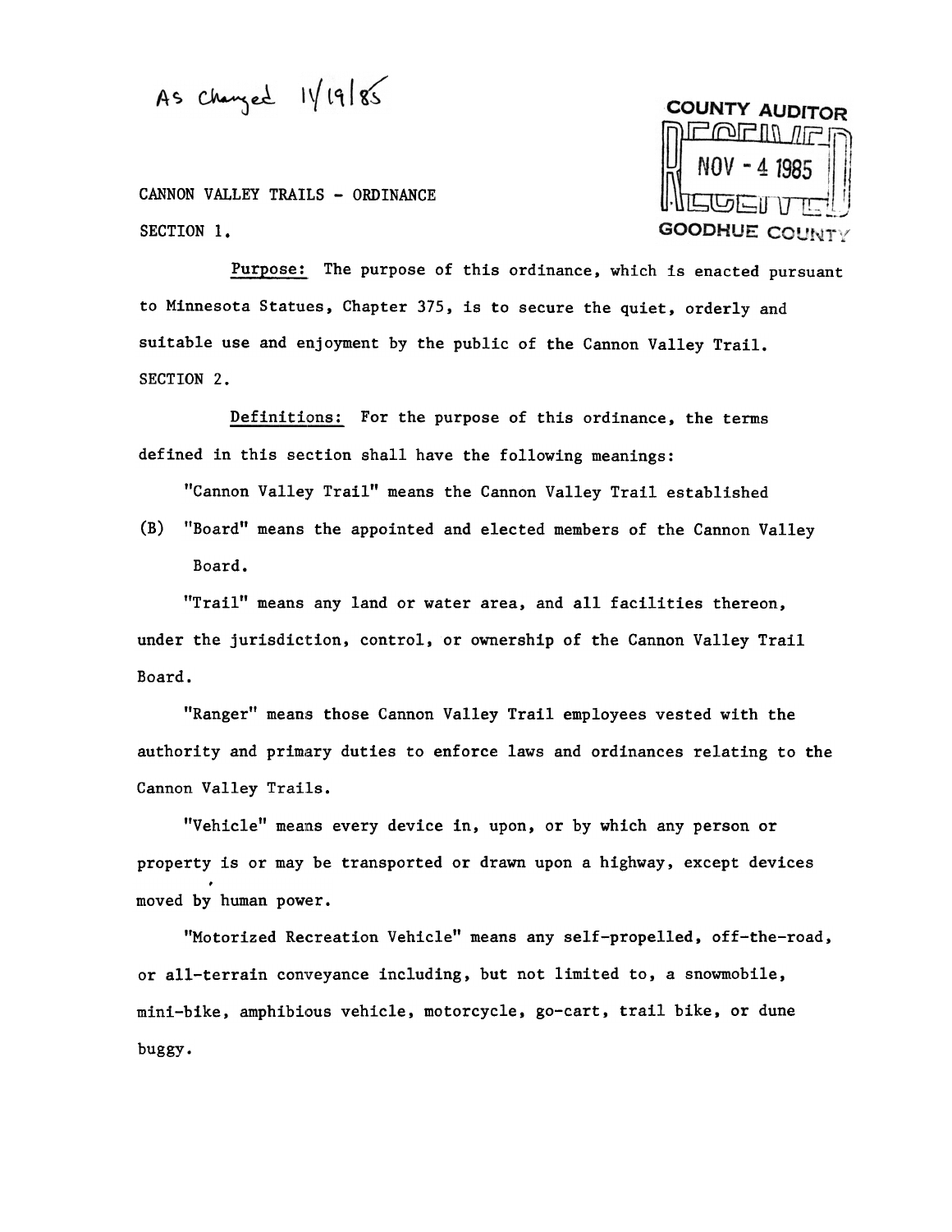As Changed 11/19/85

COUNTY AUDITOR
RECEIVED
NOV - 4 1985
GOODHUE COUNTY

CANNON VALLEY TRAILS - ORDINANCE

SECTION 1.

Purpose: The purpose of this ordinance, which is enacted pursuant to Minnesota Statues, Chapter 375, is to secure the quiet, orderly and suitable use and enjoyment by the public of the Cannon Valley Trail.

SECTION 2.

Definitions: For the purpose of this ordinance, the terms defined in this section shall have the following meanings:

"Cannon Valley Trail" means the Cannon Valley Trail established

(B) "Board" means the appointed and elected members of the Cannon Valley Board.

"Trail" means any land or water area, and all facilities thereon, under the jurisdiction, control, or ownership of the Cannon Valley Trail Board.

"Ranger" means those Cannon Valley Trail employees vested with the authority and primary duties to enforce laws and ordinances relating to the Cannon Valley Trails.

"Vehicle" means every device in, upon, or by which any person or property is or may be transported or drawn upon a highway, except devices moved by human power.

"Motorized Recreation Vehicle" means any self-propelled, off-the-road, or all-terrain conveyance including, but not limited to, a snowmobile, mini-bike, amphibious vehicle, motorcycle, go-cart, trail bike, or dune buggy.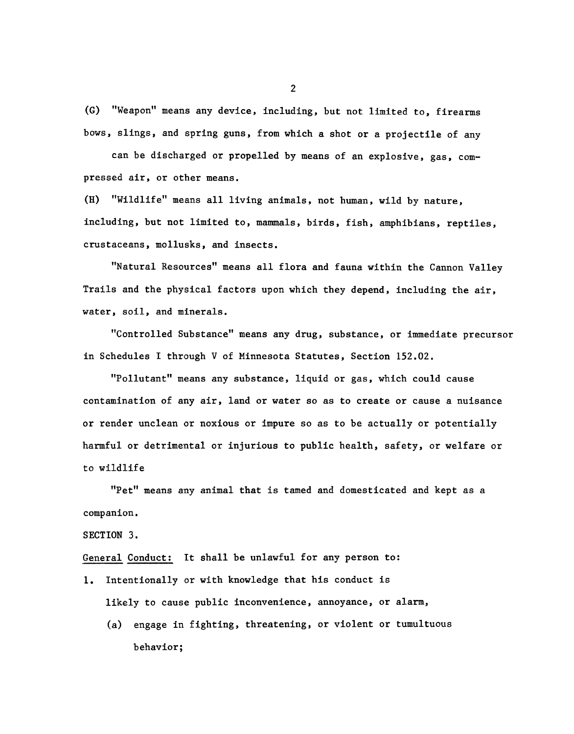(G) "Weapon" means any device, including, but not limited to, firearms bows, slings, and spring guns, from which a shot or a projectile of any

can be discharged or propelled by means of an explosive, gas, compressed air, or other means.

(H) "Wildlife" means all living animals, not human, wild by nature, including, but not limited to, mammals, birds, fish, amphibians, reptiles, crustaceans, mollusks, and insects.

"Natural Resources" means all flora and fauna within the Cannon Valley Trails and the physical factors upon which they depend, including the air, water, soil, and minerals.

"Controlled Substance" means any drug, substance, or immediate precursor in Schedules I through V of Minnesota Statutes, Section 152.02.

"Pollutant" means any substance, liquid or gas, which could cause contamination of any air, land or water so as to create or cause a nuisance or render unclean or noxious or impure so as to be actually or potentially harmful or detrimental or injurious to public health, safety, or welfare or to wildlife

"Pet" means any animal that is tamed and domesticated and kept as a companion.

SECTION 3.

General Conduct: It shall be unlawful for any person to:

1. Intentionally or with knowledge that his conduct is likely to cause public inconvenience, annoyance, or alarm,
   (a) engage in fighting, threatening, or violent or tumultuous behavior;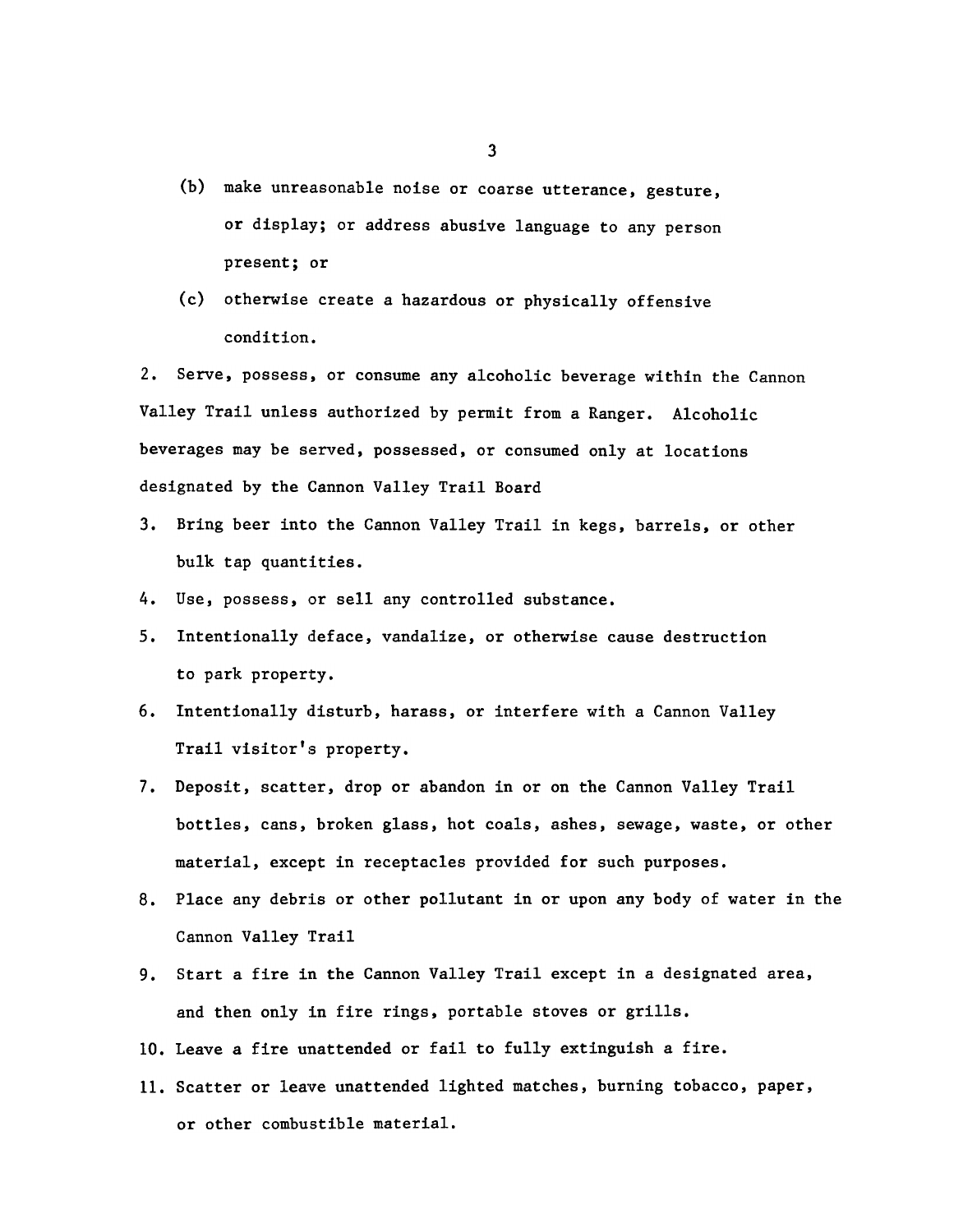(b) make unreasonable noise or coarse utterance, gesture, or display; or address abusive language to any person present; or

(c) otherwise create a hazardous or physically offensive condition.

2. Serve, possess, or consume any alcoholic beverage within the Cannon Valley Trail unless authorized by permit from a Ranger. Alcoholic beverages may be served, possessed, or consumed only at locations designated by the Cannon Valley Trail Board

3. Bring beer into the Cannon Valley Trail in kegs, barrels, or other bulk tap quantities.

4. Use, possess, or sell any controlled substance.

5. Intentionally deface, vandalize, or otherwise cause destruction to park property.

6. Intentionally disturb, harass, or interfere with a Cannon Valley Trail visitor's property.

7. Deposit, scatter, drop or abandon in or on the Cannon Valley Trail bottles, cans, broken glass, hot coals, ashes, sewage, waste, or other material, except in receptacles provided for such purposes.

8. Place any debris or other pollutant in or upon any body of water in the Cannon Valley Trail

9. Start a fire in the Cannon Valley Trail except in a designated area, and then only in fire rings, portable stoves or grills.

10. Leave a fire unattended or fail to fully extinguish a fire.

11. Scatter or leave unattended lighted matches, burning tobacco, paper, or other combustible material.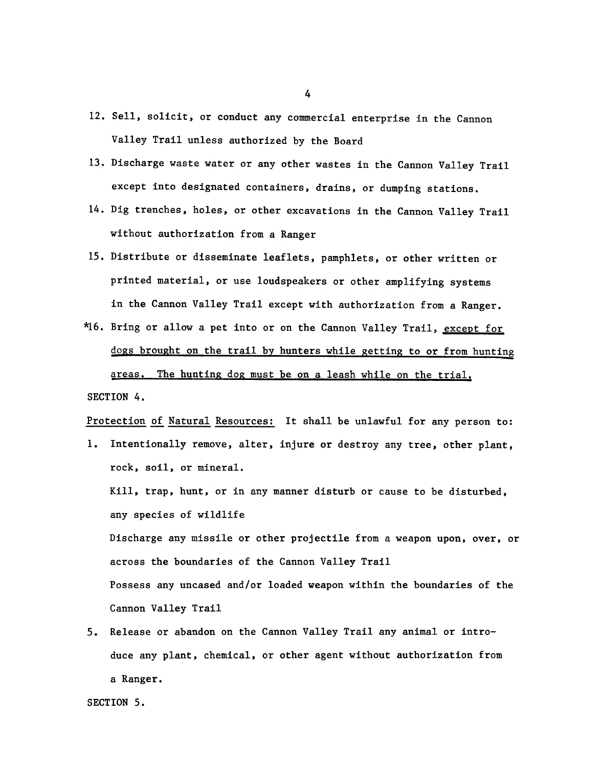12. Sell, solicit, or conduct any commercial enterprise in the Cannon Valley Trail unless authorized by the Board
13. Discharge waste water or any other wastes in the Cannon Valley Trail except into designated containers, drains, or dumping stations.
14. Dig trenches, holes, or other excavations in the Cannon Valley Trail without authorization from a Ranger
15. Distribute or disseminate leaflets, pamphlets, or other written or printed material, or use loudspeakers or other amplifying systems in the Cannon Valley Trail except with authorization from a Ranger.

*16. Bring or allow a pet into or on the Cannon Valley Trail, <u>except for dogs brought on the trail by hunters while getting to or from hunting areas. The hunting dog must be on a leash while on the trial.</u>

SECTION 4.

<u>Protection of Natural Resources:</u> It shall be unlawful for any person to:

1. Intentionally remove, alter, injure or destroy any tree, other plant, rock, soil, or mineral.

   Kill, trap, hunt, or in any manner disturb or cause to be disturbed, any species of wildlife

   Discharge any missile or other projectile from a weapon upon, over, or across the boundaries of the Cannon Valley Trail

   Possess any uncased and/or loaded weapon within the boundaries of the Cannon Valley Trail

5. Release or abandon on the Cannon Valley Trail any animal or introduce any plant, chemical, or other agent without authorization from a Ranger.

SECTION 5.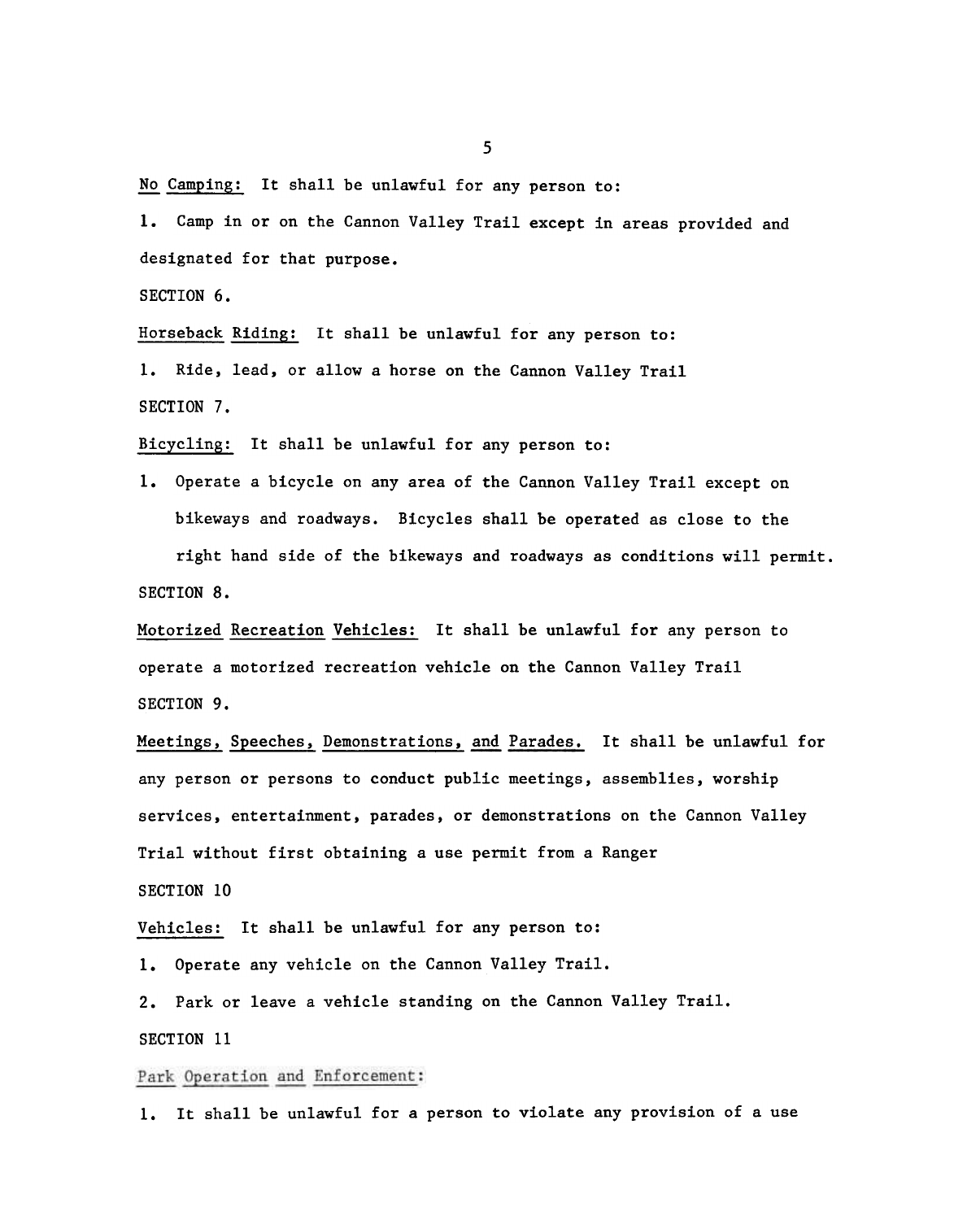<u>No Camping:</u> It shall be unlawful for any person to:

1. Camp in or on the Cannon Valley Trail except in areas provided and designated for that purpose.

SECTION 6.

<u>Horseback Riding:</u> It shall be unlawful for any person to:

1. Ride, lead, or allow a horse on the Cannon Valley Trail

SECTION 7.

<u>Bicycling:</u> It shall be unlawful for any person to:

1. Operate a bicycle on any area of the Cannon Valley Trail except on bikeways and roadways. Bicycles shall be operated as close to the right hand side of the bikeways and roadways as conditions will permit.

SECTION 8.

<u>Motorized Recreation Vehicles:</u> It shall be unlawful for any person to operate a motorized recreation vehicle on the Cannon Valley Trail

SECTION 9.

<u>Meetings, Speeches, Demonstrations, and Parades.</u> It shall be unlawful for any person or persons to conduct public meetings, assemblies, worship services, entertainment, parades, or demonstrations on the Cannon Valley Trial without first obtaining a use permit from a Ranger

SECTION 10

<u>Vehicles:</u> It shall be unlawful for any person to:

1. Operate any vehicle on the Cannon Valley Trail.
2. Park or leave a vehicle standing on the Cannon Valley Trail.

SECTION 11

<u>Park Operation and Enforcement:</u>

1. It shall be unlawful for a person to violate any provision of a use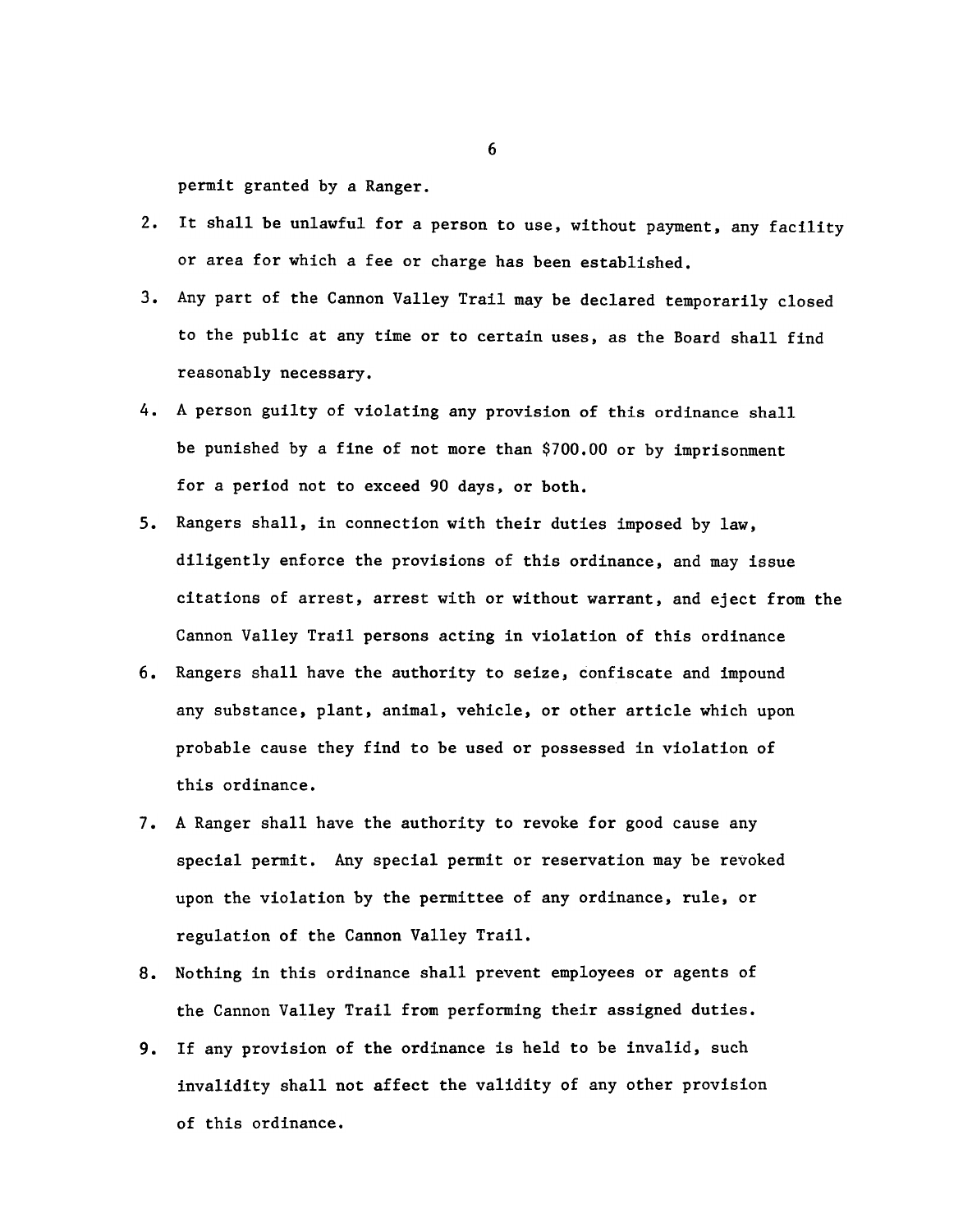permit granted by a Ranger.

2. It shall be unlawful for a person to use, without payment, any facility or area for which a fee or charge has been established.
3. Any part of the Cannon Valley Trail may be declared temporarily closed to the public at any time or to certain uses, as the Board shall find reasonably necessary.
4. A person guilty of violating any provision of this ordinance shall be punished by a fine of not more than $700.00 or by imprisonment for a period not to exceed 90 days, or both.
5. Rangers shall, in connection with their duties imposed by law, diligently enforce the provisions of this ordinance, and may issue citations of arrest, arrest with or without warrant, and eject from the Cannon Valley Trail persons acting in violation of this ordinance
6. Rangers shall have the authority to seize, confiscate and impound any substance, plant, animal, vehicle, or other article which upon probable cause they find to be used or possessed in violation of this ordinance.
7. A Ranger shall have the authority to revoke for good cause any special permit. Any special permit or reservation may be revoked upon the violation by the permittee of any ordinance, rule, or regulation of the Cannon Valley Trail.
8. Nothing in this ordinance shall prevent employees or agents of the Cannon Valley Trail from performing their assigned duties.
9. If any provision of the ordinance is held to be invalid, such invalidity shall not affect the validity of any other provision of this ordinance.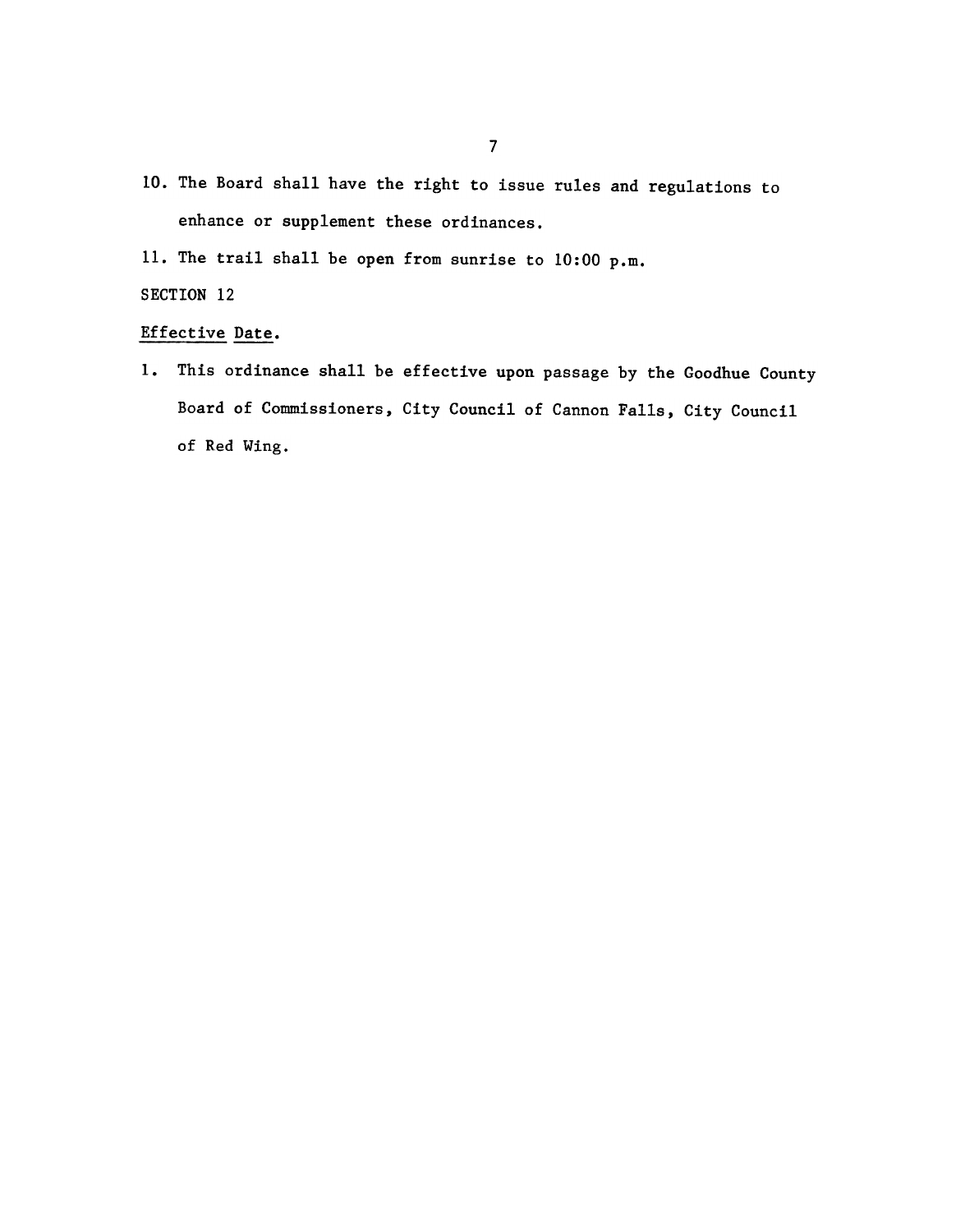10. The Board shall have the right to issue rules and regulations to enhance or supplement these ordinances.

11. The trail shall be open from sunrise to 10:00 p.m.

SECTION 12

Effective Date.

1. This ordinance shall be effective upon passage by the Goodhue County Board of Commissioners, City Council of Cannon Falls, City Council of Red Wing.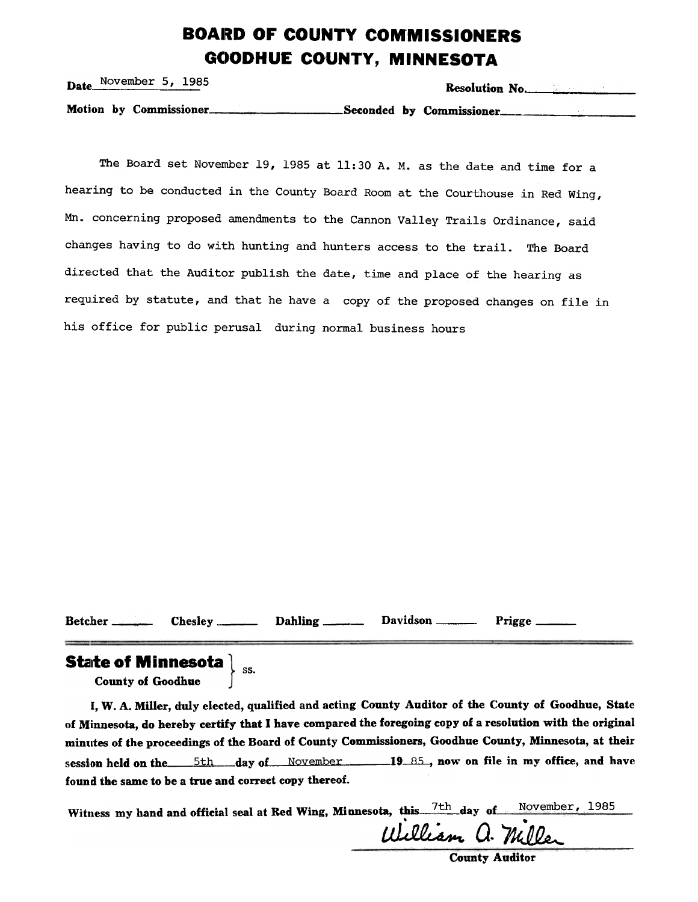# BOARD OF COUNTY COMMISSIONERS
# GOODHUE COUNTY, MINNESOTA

**Date** November 5, 1985 **Resolution No.** ________

**Motion by Commissioner** ________ **Seconded by Commissioner** ________

The Board set November 19, 1985 at 11:30 A. M. as the date and time for a hearing to be conducted in the County Board Room at the Courthouse in Red Wing, Mn. concerning proposed amendments to the Cannon Valley Trails Ordinance, said changes having to do with hunting and hunters access to the trail. The Board directed that the Auditor publish the date, time and place of the hearing as required by statute, and that he have a copy of the proposed changes on file in his office for public perusal during normal business hours

**Betcher** ______ **Chesley** ______ **Dahling** ______ **Davidson** ______ **Prigge** ______

---

**State of Minnesota** } ss.
**County of Goodhue**

**I, W. A. Miller, duly elected, qualified and acting County Auditor of the County of Goodhue, State of Minnesota, do hereby certify that I have compared the foregoing copy of a resolution with the original minutes of the proceedings of the Board of County Commissioners, Goodhue County, Minnesota, at their session held on the** 5th **day of** November **19** 85**, now on file in my office, and have found the same to be a true and correct copy thereof.**

**Witness my hand and official seal at Red Wing, Minnesota, this** 7th **day of** November, 1985

William A. Miller
**County Auditor**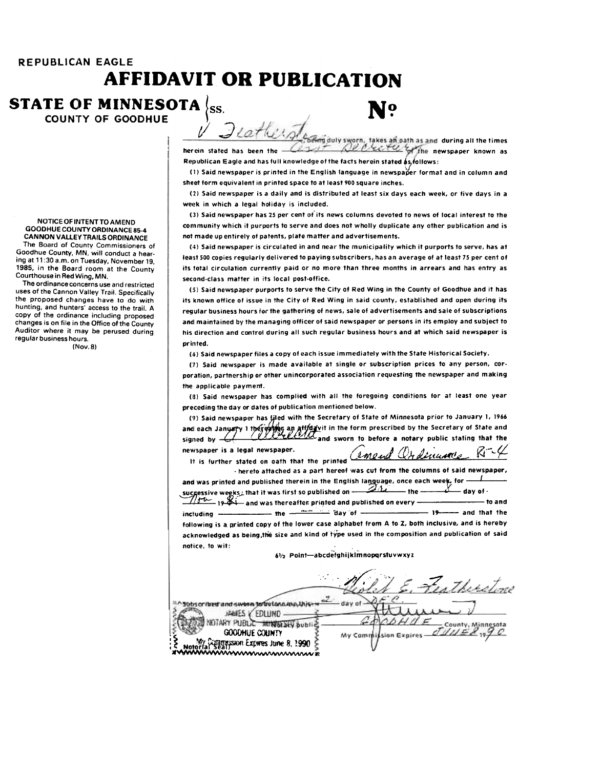**REPUBLICAN EAGLE**

# AFFIDAVIT OR PUBLICATION

**STATE OF MINNESOTA** } SS. **No**
**COUNTY OF GOODHUE**

### NOTICE OF INTENT TO AMEND GOODHUE COUNTY ORDINANCE 85-4 CANNON VALLEY TRAILS ORDINANCE

The Board of County Commissioners of Goodhue County, MN, will conduct a hearing at 11:30 a.m. on Tuesday, November 19, 1985, in the Board room at the County Courthouse in Red Wing, MN.

The ordinance concerns use and restricted uses of the Cannon Valley Trail. Specifically the proposed changes have to do with hunting, and hunters' access to the trail. A copy of the ordinance including proposed changes is on file in the Office of the County Auditor where it may be perused during regular business hours.

(Nov. 8)

V Featherstone, being duly sworn, takes an oath as and during all the times herein stated has been the Asst. Secretary of the newspaper known as Republican Eagle and has full knowledge of the facts herein stated as follows:

(1) Said newspaper is printed in the English language in newspaper format and in column and sheet form equivalent in printed space to at least 900 square inches.

(2) Said newspaper is a daily and is distributed at least six days each week, or five days in a week in which a legal holiday is included.

(3) Said newspaper has 25 per cent of its news columns devoted to news of local interest to the community which it purports to serve and does not wholly duplicate any other publication and is not made up entirely of patents, plate matter and advertisements.

(4) Said newspaper is circulated in and near the municipality which it purports to serve, has at least 500 copies regularly delivered to paying subscribers, has an average of at least 75 per cent of its total circulation currently paid or no more than three months in arrears and has entry as second-class matter in its local post-office.

(5) Said newspaper purports to serve the City of Red Wing in the County of Goodhue and it has its known office of issue in the City of Red Wing in said county, established and open during its regular business hours for the gathering of news, sale of advertisements and sale of subscriptions and maintained by the managing officer of said newspaper or persons in its employ and subject to his direction and control during all such regular business hours and at which said newspaper is printed.

(6) Said newspaper files a copy of each issue immediately with the State Historical Society.

(7) Said newspaper is made available at single or subscription prices to any person, corporation, partnership or other unincorporated association requesting the newspaper and making the applicable payment.

(8) Said newspaper has complied with all the foregoing conditions for at least one year preceding the day or dates of publication mentioned below.

(9) Said newspaper has filed with the Secretary of State of Minnesota prior to January 1, 1966 and each January 1 thereafter an affidavit in the form prescribed by the Secretary of State and signed by G. Albrecht and sworn to before a notary public stating that the newspaper is a legal newspaper.

It is further stated on oath that the printed Amend Ordinance 85-4 hereto attached as a part hereof was cut from the columns of said newspaper, and was printed and published therein in the English language, once each week, for 1 successive weeks; that it was first so published on Fri the 8 day of Nov 1985 and was thereafter printed and published on every ______ to and including ______ the ______ day of ______ 19____ and that the following is a printed copy of the lower case alphabet from A to Z, both inclusive, and is hereby acknowledged as being the size and kind of type used in the composition and publication of said notice, to wit:

6½ Point—abcdefghijklmnopqrstuvwxyz

Violet E. Featherstone

Subscribed and sworn to before me this 2 day of Dec

JAMES V. EDLUND
NOTARY PUBLIC — MINNESOTA
GOODHUE COUNTY
My Commission Expires June 8, 1990
Notorial Seal

Goodhue County, Minnesota

My Commission Expires June 8, 1990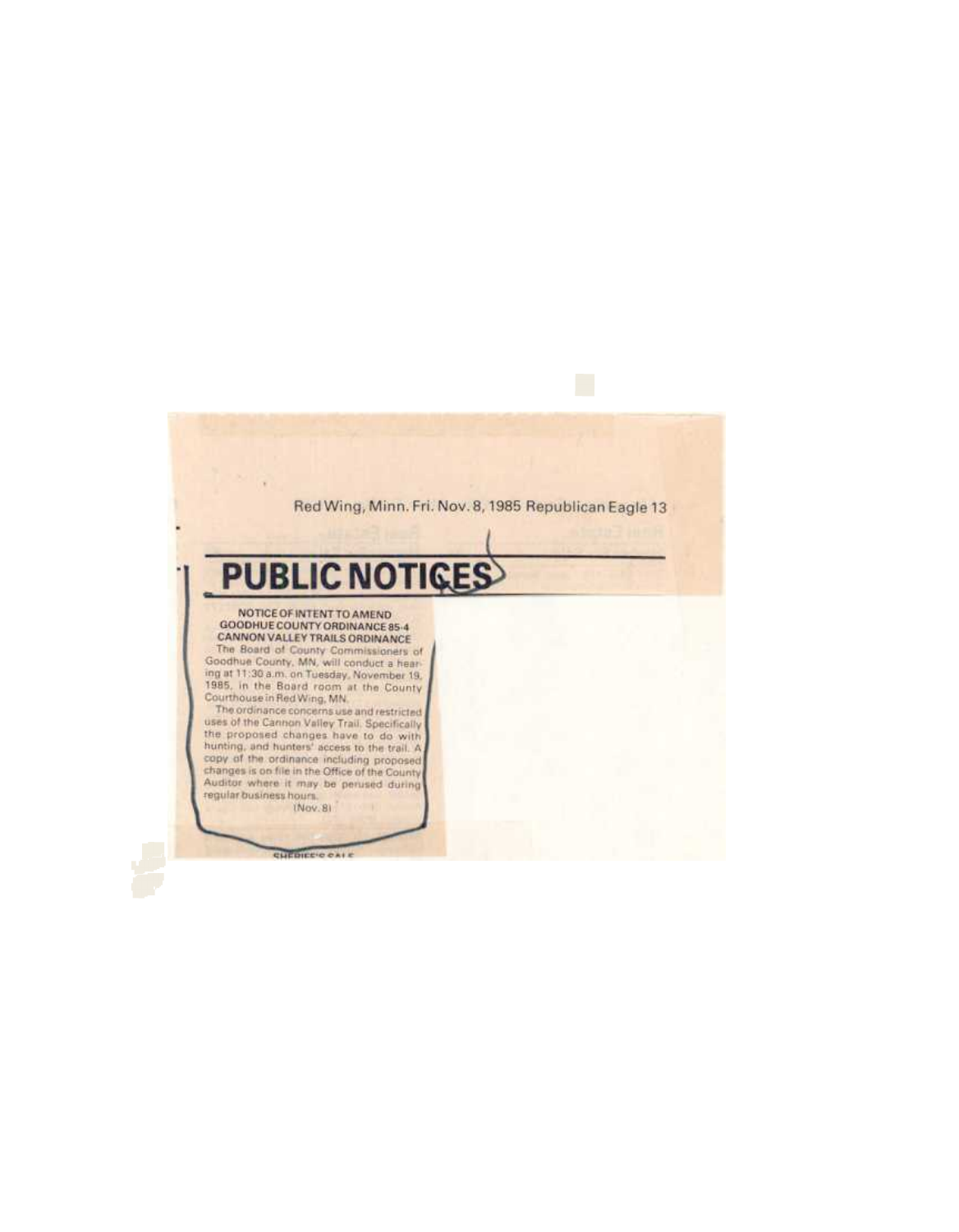Red Wing, Minn. Fri. Nov. 8, 1985 Republican Eagle 13

# PUBLIC NOTICES

**NOTICE OF INTENT TO AMEND GOODHUE COUNTY ORDINANCE 85-4 CANNON VALLEY TRAILS ORDINANCE**

The Board of County Commissioners of Goodhue County, MN, will conduct a hearing at 11:30 a.m. on Tuesday, November 19, 1985, in the Board room at the County Courthouse in Red Wing, MN.

The ordinance concerns use and restricted uses of the Cannon Valley Trail. Specifically the proposed changes have to do with hunting, and hunters' access to the trail. A copy of the ordinance including proposed changes is on file in the Office of the County Auditor where it may be perused during regular business hours.

(Nov. 8)